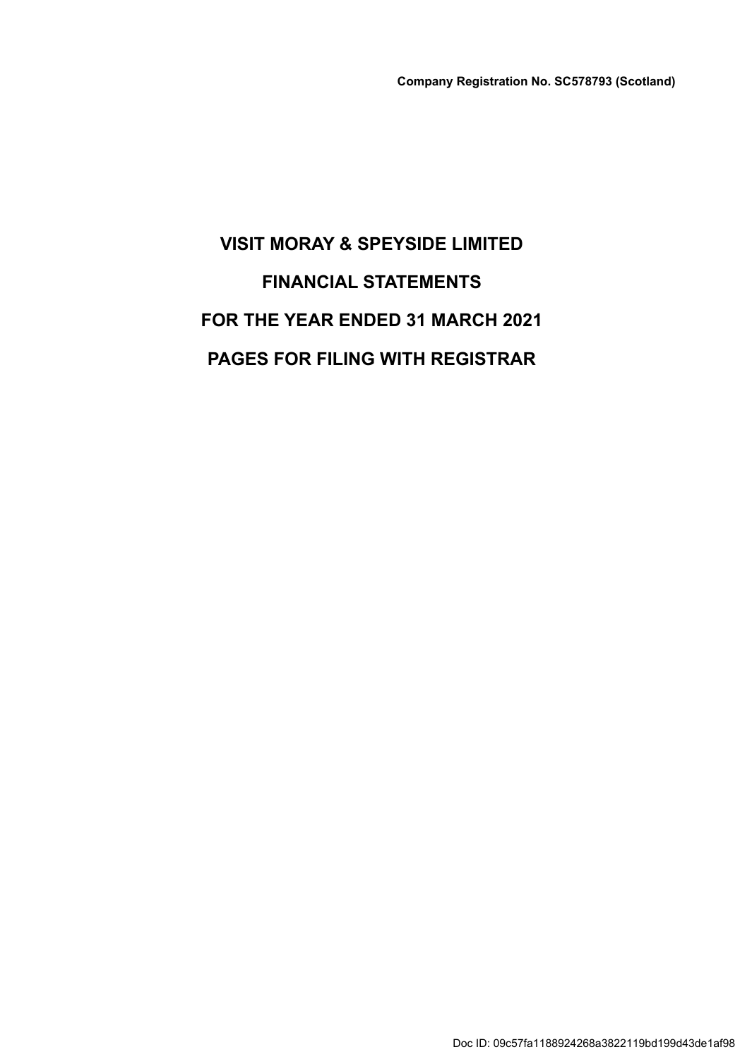**Company Registration No. SC578793 (Scotland)**

# VISIT MORAY & SPEYSIDE LIMITED

# FINANCIAL STATEMENTS

# FOR THE YEAR ENDED 31 MARCH 2021

# PAGES FOR FILING WITH REGISTRAR

Doc ID: 09c57fa1188924268a3822119bd199d43de1af98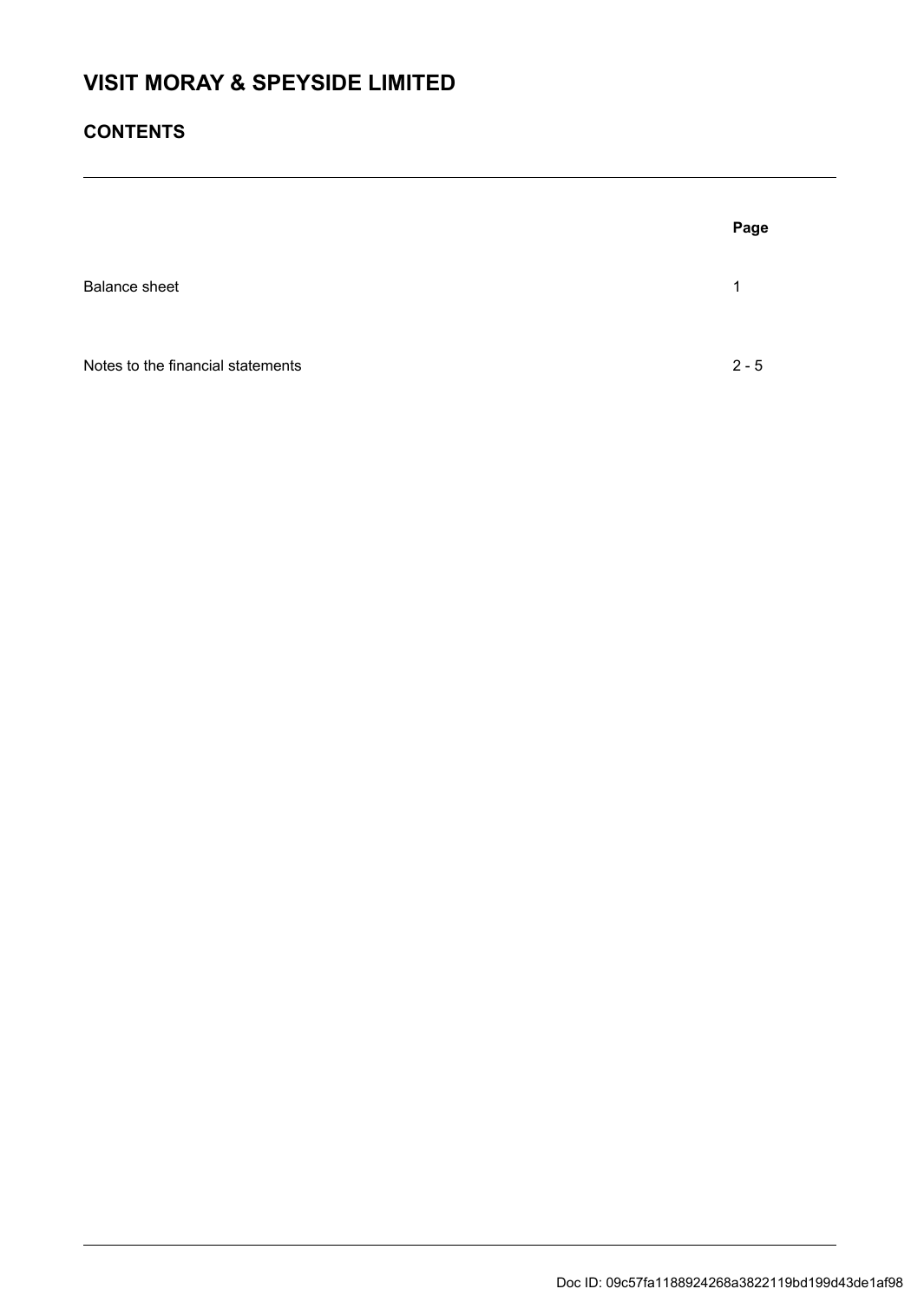# VISIT MORAY & SPEYSIDE LIMITED

## CONTENTS

| | Page |
|---|---|
| Balance sheet | 1 |
| Notes to the financial statements | 2 - 5 |

Doc ID: 09c57fa1188924268a3822119bd199d43de1af98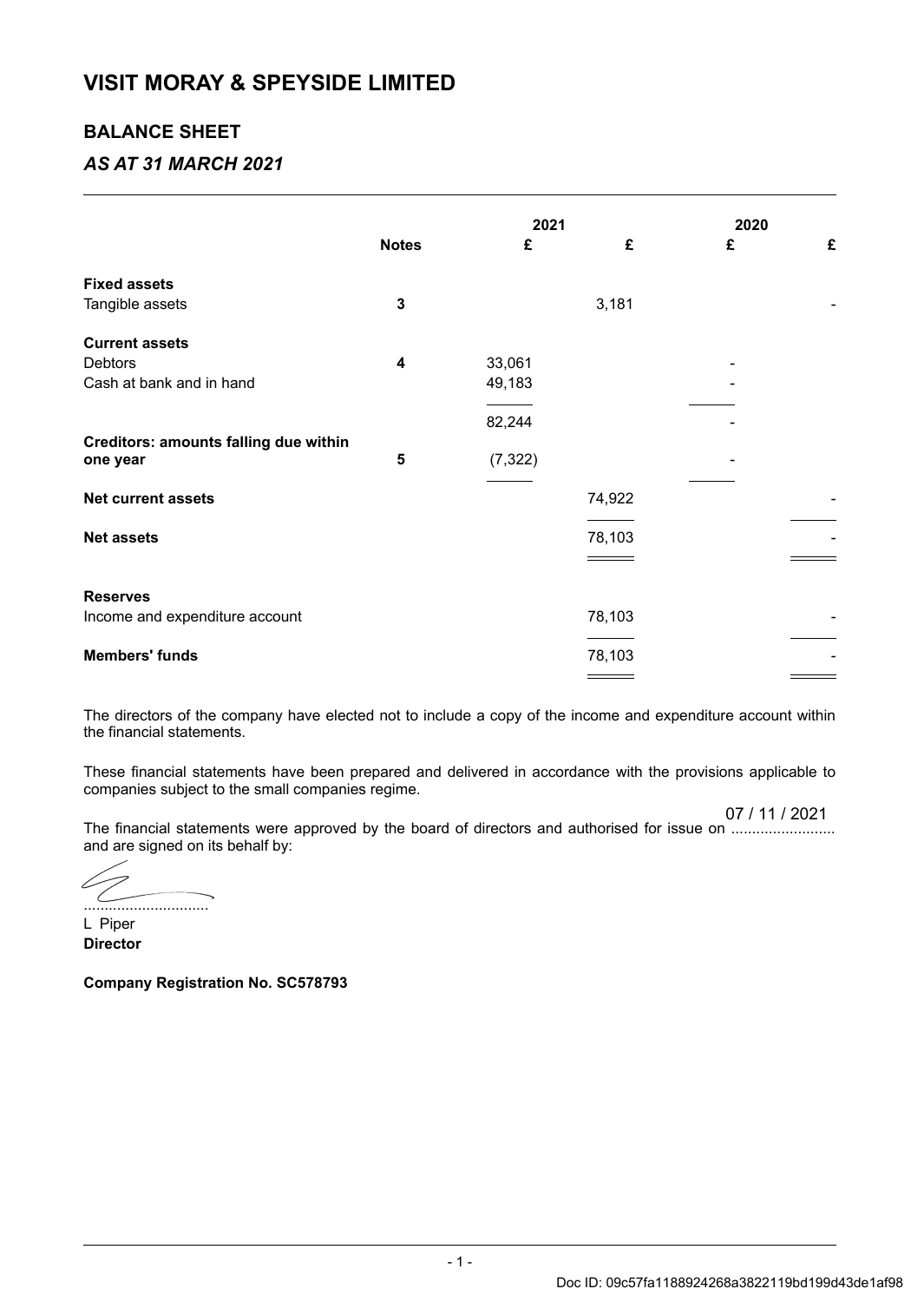# VISIT MORAY & SPEYSIDE LIMITED

## BALANCE SHEET

### *AS AT 31 MARCH 2021*

| | Notes | 2021 £ | 2021 £ | 2020 £ | 2020 £ |
|---|---|---|---|---|---|
| **Fixed assets** | | | | | |
| Tangible assets | 3 | | 3,181 | | - |
| **Current assets** | | | | | |
| Debtors | 4 | 33,061 | | - | |
| Cash at bank and in hand | | 49,183 | | - | |
| | | 82,244 | | - | |
| **Creditors: amounts falling due within one year** | 5 | (7,322) | | - | |
| **Net current assets** | | | 74,922 | | - |
| **Net assets** | | | 78,103 | | - |
| **Reserves** | | | | | |
| Income and expenditure account | | | 78,103 | | - |
| **Members' funds** | | | 78,103 | | - |

The directors of the company have elected not to include a copy of the income and expenditure account within the financial statements.

These financial statements have been prepared and delivered in accordance with the provisions applicable to companies subject to the small companies regime.

The financial statements were approved by the board of directors and authorised for issue on 07 / 11 / 2021 and are signed on its behalf by:

..............................

L Piper

**Director**

**Company Registration No. SC578793**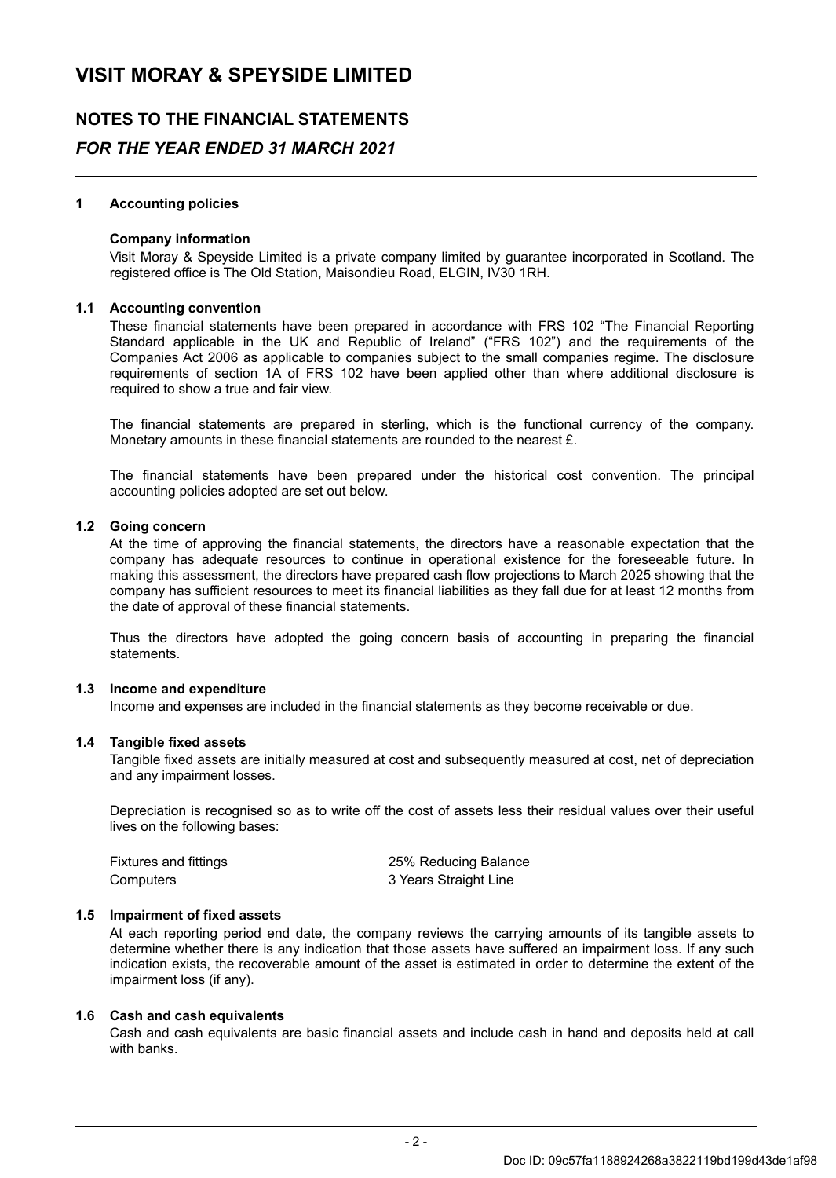# VISIT MORAY & SPEYSIDE LIMITED

## NOTES TO THE FINANCIAL STATEMENTS

### *FOR THE YEAR ENDED 31 MARCH 2021*

**1 Accounting policies**

**Company information**

Visit Moray & Speyside Limited is a private company limited by guarantee incorporated in Scotland. The registered office is The Old Station, Maisondieu Road, ELGIN, IV30 1RH.

**1.1 Accounting convention**

These financial statements have been prepared in accordance with FRS 102 "The Financial Reporting Standard applicable in the UK and Republic of Ireland" ("FRS 102") and the requirements of the Companies Act 2006 as applicable to companies subject to the small companies regime. The disclosure requirements of section 1A of FRS 102 have been applied other than where additional disclosure is required to show a true and fair view.

The financial statements are prepared in sterling, which is the functional currency of the company. Monetary amounts in these financial statements are rounded to the nearest £.

The financial statements have been prepared under the historical cost convention. The principal accounting policies adopted are set out below.

**1.2 Going concern**

At the time of approving the financial statements, the directors have a reasonable expectation that the company has adequate resources to continue in operational existence for the foreseeable future. In making this assessment, the directors have prepared cash flow projections to March 2025 showing that the company has sufficient resources to meet its financial liabilities as they fall due for at least 12 months from the date of approval of these financial statements.

Thus the directors have adopted the going concern basis of accounting in preparing the financial statements.

**1.3 Income and expenditure**

Income and expenses are included in the financial statements as they become receivable or due.

**1.4 Tangible fixed assets**

Tangible fixed assets are initially measured at cost and subsequently measured at cost, net of depreciation and any impairment losses.

Depreciation is recognised so as to write off the cost of assets less their residual values over their useful lives on the following bases:

| | |
|---|---|
| Fixtures and fittings | 25% Reducing Balance |
| Computers | 3 Years Straight Line |

**1.5 Impairment of fixed assets**

At each reporting period end date, the company reviews the carrying amounts of its tangible assets to determine whether there is any indication that those assets have suffered an impairment loss. If any such indication exists, the recoverable amount of the asset is estimated in order to determine the extent of the impairment loss (if any).

**1.6 Cash and cash equivalents**

Cash and cash equivalents are basic financial assets and include cash in hand and deposits held at call with banks.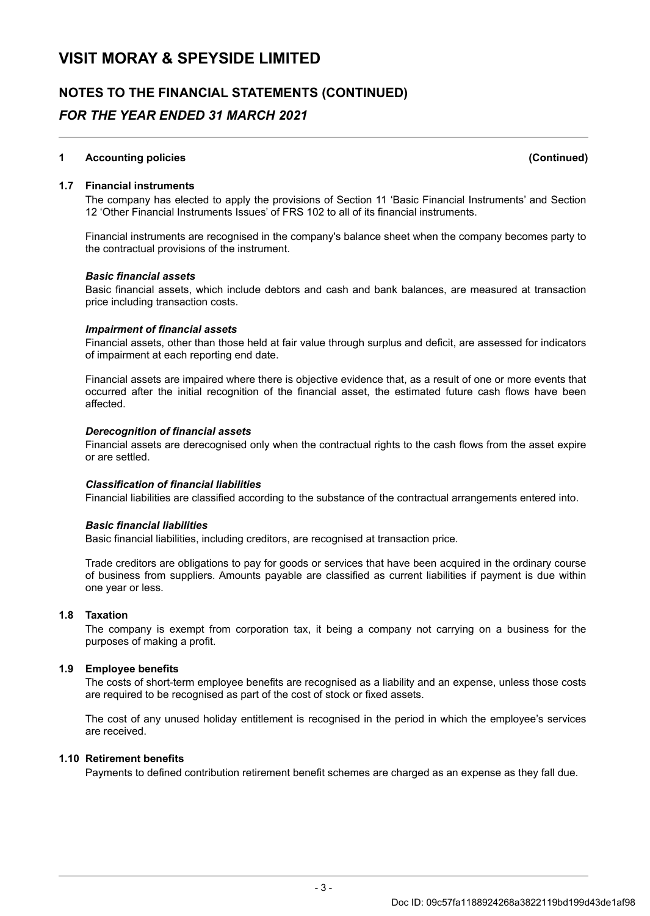## 1 Accounting policies (Continued)

### 1.7 Financial instruments

The company has elected to apply the provisions of Section 11 'Basic Financial Instruments' and Section 12 'Other Financial Instruments Issues' of FRS 102 to all of its financial instruments.

Financial instruments are recognised in the company's balance sheet when the company becomes party to the contractual provisions of the instrument.

***Basic financial assets***

Basic financial assets, which include debtors and cash and bank balances, are measured at transaction price including transaction costs.

***Impairment of financial assets***

Financial assets, other than those held at fair value through surplus and deficit, are assessed for indicators of impairment at each reporting end date.

Financial assets are impaired where there is objective evidence that, as a result of one or more events that occurred after the initial recognition of the financial asset, the estimated future cash flows have been affected.

***Derecognition of financial assets***

Financial assets are derecognised only when the contractual rights to the cash flows from the asset expire or are settled.

***Classification of financial liabilities***

Financial liabilities are classified according to the substance of the contractual arrangements entered into.

***Basic financial liabilities***

Basic financial liabilities, including creditors, are recognised at transaction price.

Trade creditors are obligations to pay for goods or services that have been acquired in the ordinary course of business from suppliers. Amounts payable are classified as current liabilities if payment is due within one year or less.

### 1.8 Taxation

The company is exempt from corporation tax, it being a company not carrying on a business for the purposes of making a profit.

### 1.9 Employee benefits

The costs of short-term employee benefits are recognised as a liability and an expense, unless those costs are required to be recognised as part of the cost of stock or fixed assets.

The cost of any unused holiday entitlement is recognised in the period in which the employee's services are received.

### 1.10 Retirement benefits

Payments to defined contribution retirement benefit schemes are charged as an expense as they fall due.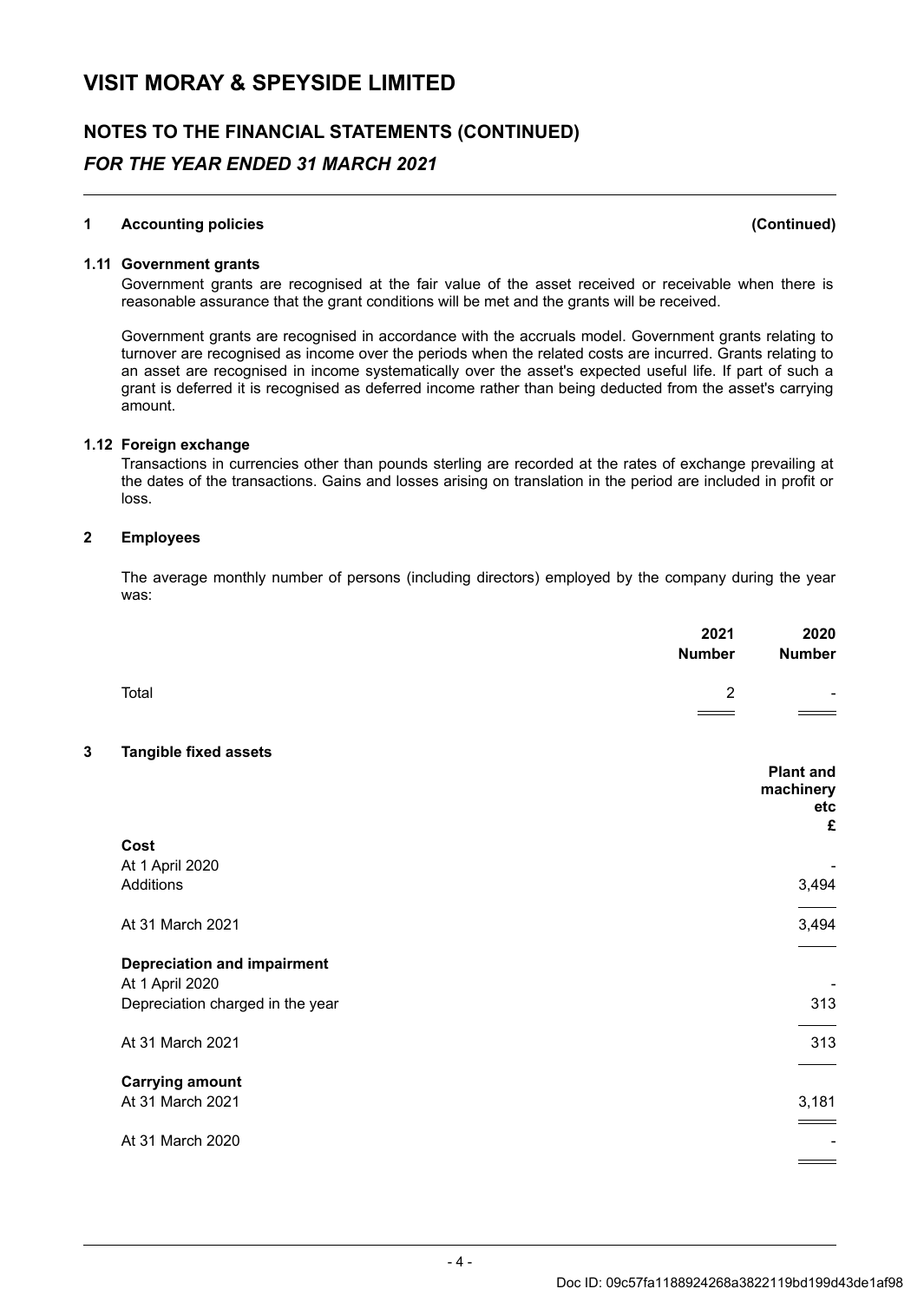# VISIT MORAY & SPEYSIDE LIMITED

## NOTES TO THE FINANCIAL STATEMENTS (CONTINUED)

### *FOR THE YEAR ENDED 31 MARCH 2021*

**1 Accounting policies** **(Continued)**

**1.11 Government grants**

Government grants are recognised at the fair value of the asset received or receivable when there is reasonable assurance that the grant conditions will be met and the grants will be received.

Government grants are recognised in accordance with the accruals model. Government grants relating to turnover are recognised as income over the periods when the related costs are incurred. Grants relating to an asset are recognised in income systematically over the asset's expected useful life. If part of such a grant is deferred it is recognised as deferred income rather than being deducted from the asset's carrying amount.

**1.12 Foreign exchange**

Transactions in currencies other than pounds sterling are recorded at the rates of exchange prevailing at the dates of the transactions. Gains and losses arising on translation in the period are included in profit or loss.

**2 Employees**

The average monthly number of persons (including directors) employed by the company during the year was:

| | 2021 Number | 2020 Number |
|---|---|---|
| Total | 2 | - |

**3 Tangible fixed assets**

| | Plant and machinery etc £ |
|---|---|
| **Cost** | |
| At 1 April 2020 | - |
| Additions | 3,494 |
| At 31 March 2021 | 3,494 |
| **Depreciation and impairment** | |
| At 1 April 2020 | - |
| Depreciation charged in the year | 313 |
| At 31 March 2021 | 313 |
| **Carrying amount** | |
| At 31 March 2021 | 3,181 |
| At 31 March 2020 | - |

Doc ID: 09c57fa1188924268a3822119bd199d43de1af98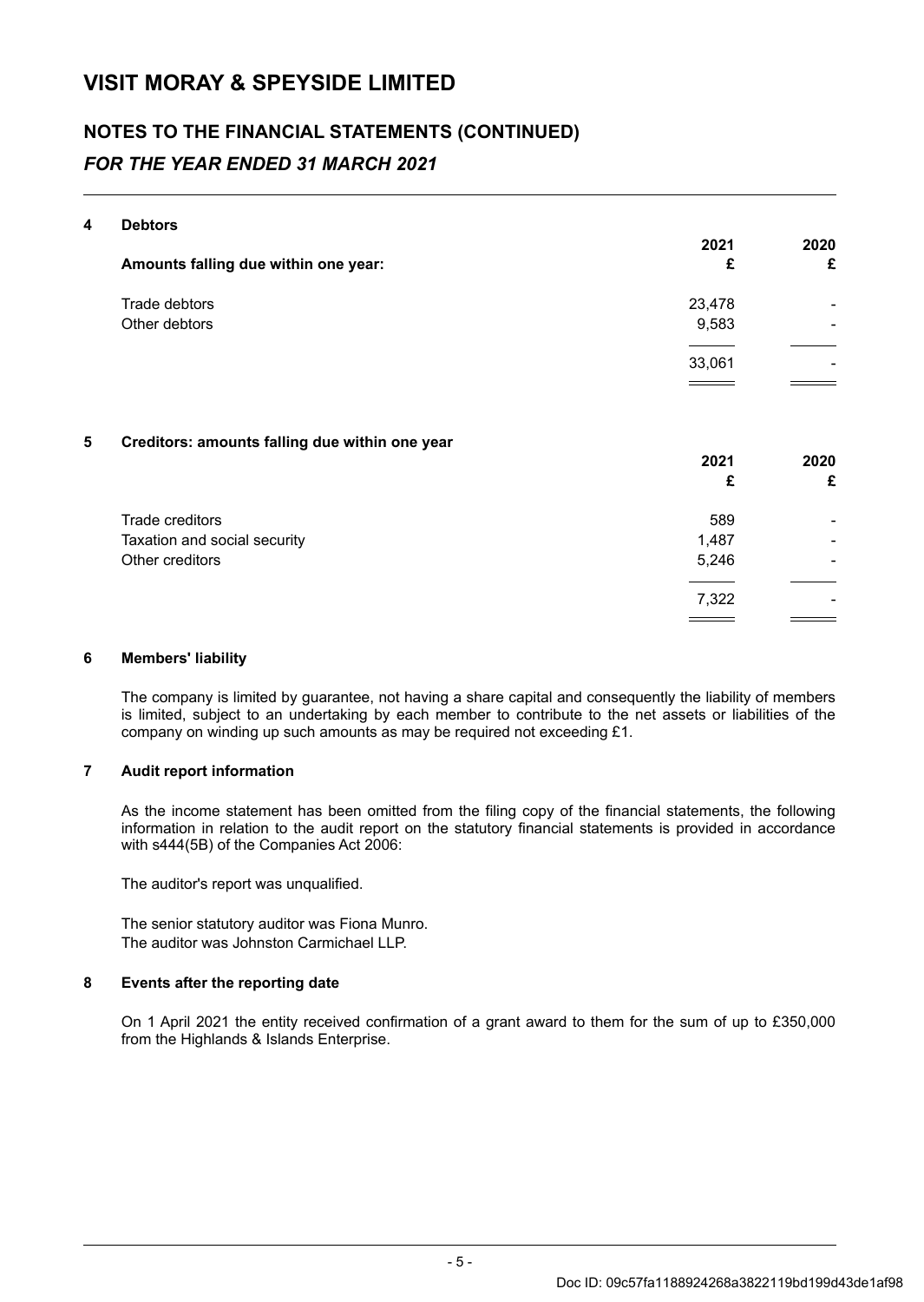# VISIT MORAY & SPEYSIDE LIMITED

## NOTES TO THE FINANCIAL STATEMENTS (CONTINUED)

### *FOR THE YEAR ENDED 31 MARCH 2021*

**4 Debtors**

| Amounts falling due within one year: | 2021 £ | 2020 £ |
|---|---|---|
| Trade debtors | 23,478 | - |
| Other debtors | 9,583 | - |
| | 33,061 | - |

**5 Creditors: amounts falling due within one year**

| | 2021 £ | 2020 £ |
|---|---|---|
| Trade creditors | 589 | - |
| Taxation and social security | 1,487 | - |
| Other creditors | 5,246 | - |
| | 7,322 | - |

**6 Members' liability**

The company is limited by guarantee, not having a share capital and consequently the liability of members is limited, subject to an undertaking by each member to contribute to the net assets or liabilities of the company on winding up such amounts as may be required not exceeding £1.

**7 Audit report information**

As the income statement has been omitted from the filing copy of the financial statements, the following information in relation to the audit report on the statutory financial statements is provided in accordance with s444(5B) of the Companies Act 2006:

The auditor's report was unqualified.

The senior statutory auditor was Fiona Munro.
The auditor was Johnston Carmichael LLP.

**8 Events after the reporting date**

On 1 April 2021 the entity received confirmation of a grant award to them for the sum of up to £350,000 from the Highlands & Islands Enterprise.